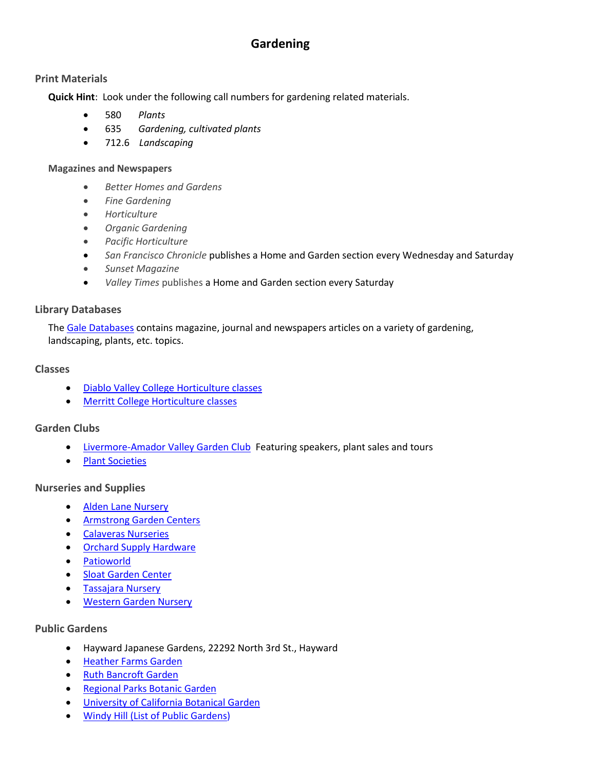# Gardening

## Print Materials

**Quick Hint**: Look under the following call numbers for gardening related materials.

- 580 *Plants*
- 635 *Gardening, cultivated plants*
- 712.6 *Landscaping*

### Magazines and Newspapers

- *Better Homes and Gardens*
- *Fine Gardening*
- *Horticulture*
- *Organic Gardening*
- *Pacific Horticulture*
- *San Francisco Chronicle* publishes a Home and Garden section every Wednesday and Saturday
- *Sunset Magazine*
- *Valley Times* publishes a Home and Garden section every Saturday

## Library Databases

The Gale Databases contains magazine, journal and newspapers articles on a variety of gardening, landscaping, plants, etc. topics.

## Classes

- Diablo Valley College Horticulture classes
- Merritt College Horticulture classes

## Garden Clubs

- Livermore-Amador Valley Garden Club Featuring speakers, plant sales and tours
- Plant Societies

## Nurseries and Supplies

- Alden Lane Nursery
- Armstrong Garden Centers
- Calaveras Nurseries
- Orchard Supply Hardware
- Patioworld
- Sloat Garden Center
- Tassajara Nursery
- Western Garden Nursery

## Public Gardens

- Hayward Japanese Gardens, 22292 North 3rd St., Hayward
- Heather Farms Garden
- Ruth Bancroft Garden
- Regional Parks Botanic Garden
- University of California Botanical Garden
- Windy Hill (List of Public Gardens)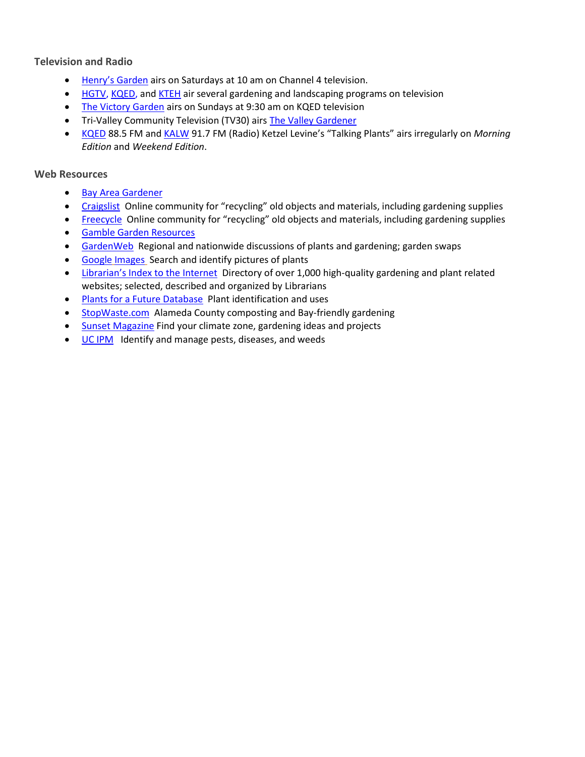### Television and Radio

- Henry's Garden airs on Saturdays at 10 am on Channel 4 television.
- HGTV, KQED, and KTEH air several gardening and landscaping programs on television
- The Victory Garden airs on Sundays at 9:30 am on KQED television
- Tri-Valley Community Television (TV30) airs The Valley Gardener
- KQED 88.5 FM and KALW 91.7 FM (Radio) Ketzel Levine's "Talking Plants" airs irregularly on *Morning Edition* and *Weekend Edition*.

### Web Resources

- Bay Area Gardener
- Craigslist Online community for "recycling" old objects and materials, including gardening supplies
- Freecycle Online community for "recycling" old objects and materials, including gardening supplies
- Gamble Garden Resources
- GardenWeb Regional and nationwide discussions of plants and gardening; garden swaps
- Google Images Search and identify pictures of plants
- Librarian's Index to the Internet Directory of over 1,000 high-quality gardening and plant related websites; selected, described and organized by Librarians
- Plants for a Future Database Plant identification and uses
- StopWaste.com Alameda County composting and Bay-friendly gardening
- Sunset Magazine Find your climate zone, gardening ideas and projects
- UC IPM Identify and manage pests, diseases, and weeds